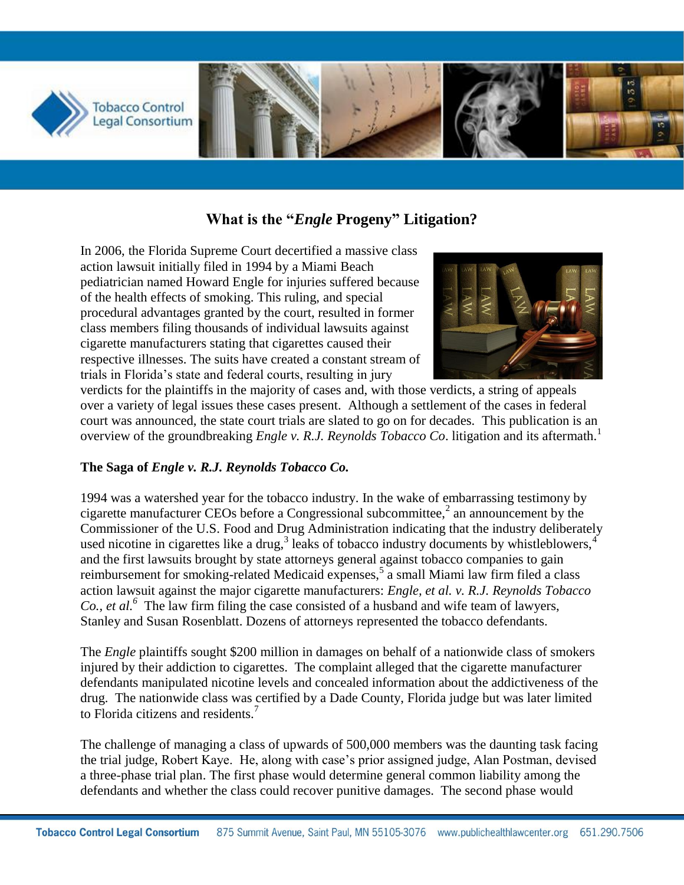# What is the "*Engle* Progeny" Litigation?

In 2006, the Florida Supreme Court decertified a massive class action lawsuit initially filed in 1994 by a Miami Beach pediatrician named Howard Engle for injuries suffered because of the health effects of smoking. This ruling, and special procedural advantages granted by the court, resulted in former class members filing thousands of individual lawsuits against cigarette manufacturers stating that cigarettes caused their respective illnesses. The suits have created a constant stream of trials in Florida's state and federal courts, resulting in jury verdicts for the plaintiffs in the majority of cases and, with those verdicts, a string of appeals over a variety of legal issues these cases present. Although a settlement of the cases in federal court was announced, the state court trials are slated to go on for decades. This publication is an overview of the groundbreaking *Engle v. R.J. Reynolds Tobacco Co*. litigation and its aftermath.[1]

## The Saga of *Engle v. R.J. Reynolds Tobacco Co.*

1994 was a watershed year for the tobacco industry. In the wake of embarrassing testimony by cigarette manufacturer CEOs before a Congressional subcommittee,[2] an announcement by the Commissioner of the U.S. Food and Drug Administration indicating that the industry deliberately used nicotine in cigarettes like a drug,[3] leaks of tobacco industry documents by whistleblowers,[4] and the first lawsuits brought by state attorneys general against tobacco companies to gain reimbursement for smoking-related Medicaid expenses,[5] a small Miami law firm filed a class action lawsuit against the major cigarette manufacturers: *Engle, et al. v. R.J. Reynolds Tobacco Co., et al.*[6] The law firm filing the case consisted of a husband and wife team of lawyers, Stanley and Susan Rosenblatt. Dozens of attorneys represented the tobacco defendants.

The *Engle* plaintiffs sought $200 million in damages on behalf of a nationwide class of smokers injured by their addiction to cigarettes. The complaint alleged that the cigarette manufacturer defendants manipulated nicotine levels and concealed information about the addictiveness of the drug. The nationwide class was certified by a Dade County, Florida judge but was later limited to Florida citizens and residents.[7]

The challenge of managing a class of upwards of 500,000 members was the daunting task facing the trial judge, Robert Kaye. He, along with case's prior assigned judge, Alan Postman, devised a three-phase trial plan. The first phase would determine general common liability among the defendants and whether the class could recover punitive damages. The second phase would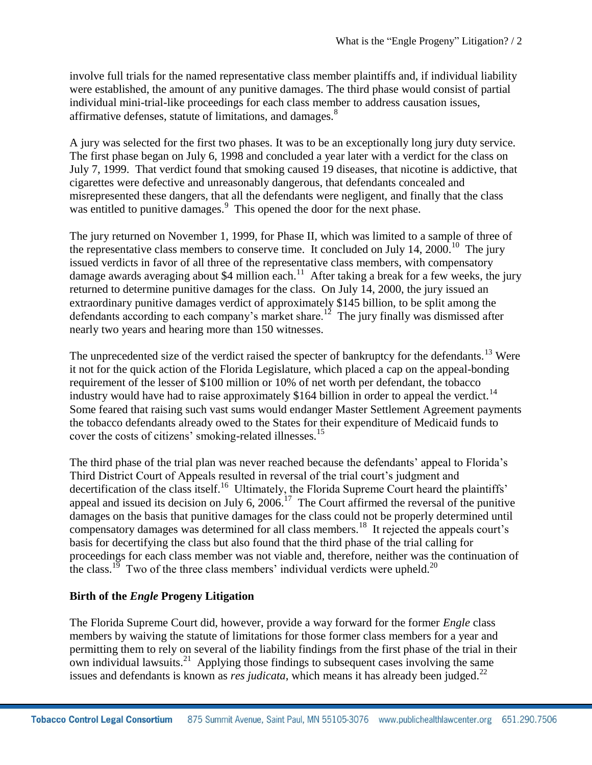involve full trials for the named representative class member plaintiffs and, if individual liability were established, the amount of any punitive damages. The third phase would consist of partial individual mini-trial-like proceedings for each class member to address causation issues, affirmative defenses, statute of limitations, and damages.[8]

A jury was selected for the first two phases. It was to be an exceptionally long jury duty service. The first phase began on July 6, 1998 and concluded a year later with a verdict for the class on July 7, 1999. That verdict found that smoking caused 19 diseases, that nicotine is addictive, that cigarettes were defective and unreasonably dangerous, that defendants concealed and misrepresented these dangers, that all the defendants were negligent, and finally that the class was entitled to punitive damages.[9] This opened the door for the next phase.

The jury returned on November 1, 1999, for Phase II, which was limited to a sample of three of the representative class members to conserve time. It concluded on July 14, 2000.[10] The jury issued verdicts in favor of all three of the representative class members, with compensatory damage awards averaging about $4 million each.[11] After taking a break for a few weeks, the jury returned to determine punitive damages for the class. On July 14, 2000, the jury issued an extraordinary punitive damages verdict of approximately $145 billion, to be split among the defendants according to each company's market share.[12] The jury finally was dismissed after nearly two years and hearing more than 150 witnesses.

The unprecedented size of the verdict raised the specter of bankruptcy for the defendants.[13] Were it not for the quick action of the Florida Legislature, which placed a cap on the appeal-bonding requirement of the lesser of $100 million or 10% of net worth per defendant, the tobacco industry would have had to raise approximately $164 billion in order to appeal the verdict.[14] Some feared that raising such vast sums would endanger Master Settlement Agreement payments the tobacco defendants already owed to the States for their expenditure of Medicaid funds to cover the costs of citizens' smoking-related illnesses.[15]

The third phase of the trial plan was never reached because the defendants' appeal to Florida's Third District Court of Appeals resulted in reversal of the trial court's judgment and decertification of the class itself.[16] Ultimately, the Florida Supreme Court heard the plaintiffs' appeal and issued its decision on July 6, 2006.[17] The Court affirmed the reversal of the punitive damages on the basis that punitive damages for the class could not be properly determined until compensatory damages was determined for all class members.[18] It rejected the appeals court's basis for decertifying the class but also found that the third phase of the trial calling for proceedings for each class member was not viable and, therefore, neither was the continuation of the class.[19] Two of the three class members' individual verdicts were upheld.[20]

## Birth of the *Engle* Progeny Litigation

The Florida Supreme Court did, however, provide a way forward for the former *Engle* class members by waiving the statute of limitations for those former class members for a year and permitting them to rely on several of the liability findings from the first phase of the trial in their own individual lawsuits.[21] Applying those findings to subsequent cases involving the same issues and defendants is known as *res judicata*, which means it has already been judged.[22]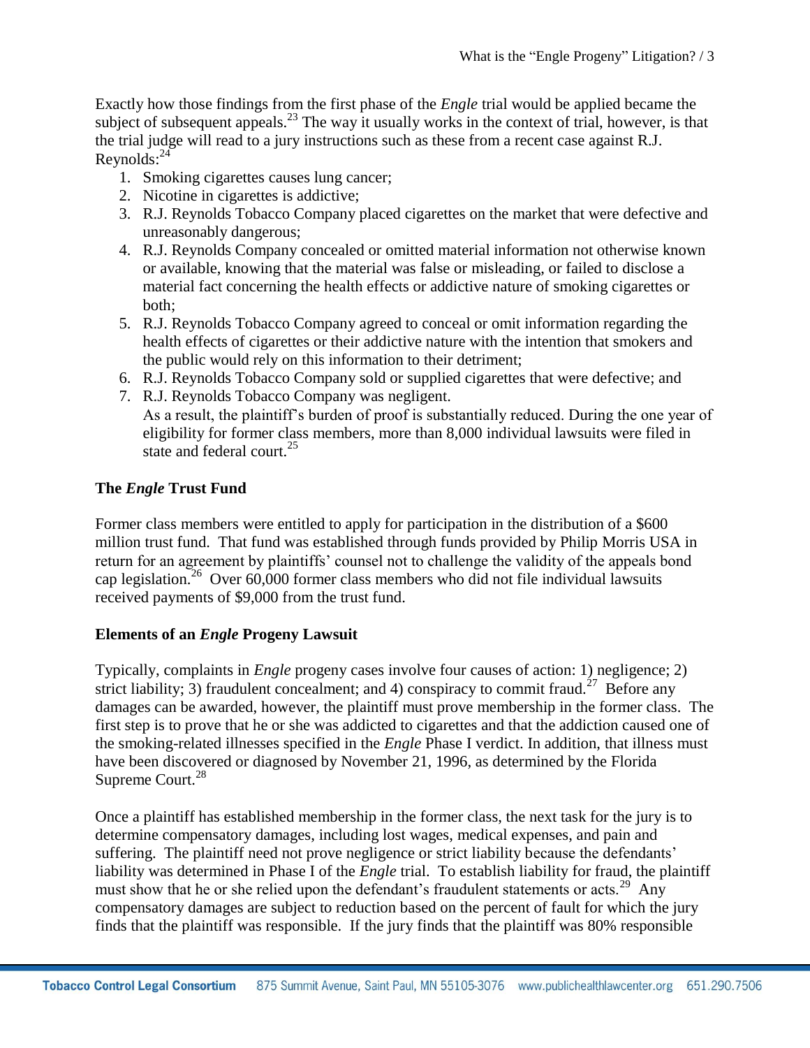Exactly how those findings from the first phase of the *Engle* trial would be applied became the subject of subsequent appeals.[23] The way it usually works in the context of trial, however, is that the trial judge will read to a jury instructions such as these from a recent case against R.J. Reynolds:[24]

1. Smoking cigarettes causes lung cancer;
2. Nicotine in cigarettes is addictive;
3. R.J. Reynolds Tobacco Company placed cigarettes on the market that were defective and unreasonably dangerous;
4. R.J. Reynolds Company concealed or omitted material information not otherwise known or available, knowing that the material was false or misleading, or failed to disclose a material fact concerning the health effects or addictive nature of smoking cigarettes or both;
5. R.J. Reynolds Tobacco Company agreed to conceal or omit information regarding the health effects of cigarettes or their addictive nature with the intention that smokers and the public would rely on this information to their detriment;
6. R.J. Reynolds Tobacco Company sold or supplied cigarettes that were defective; and
7. R.J. Reynolds Tobacco Company was negligent.

As a result, the plaintiff's burden of proof is substantially reduced. During the one year of eligibility for former class members, more than 8,000 individual lawsuits were filed in state and federal court.[25]

## The *Engle* Trust Fund

Former class members were entitled to apply for participation in the distribution of a $600 million trust fund. That fund was established through funds provided by Philip Morris USA in return for an agreement by plaintiffs' counsel not to challenge the validity of the appeals bond cap legislation.[26] Over 60,000 former class members who did not file individual lawsuits received payments of $9,000 from the trust fund.

## Elements of an *Engle* Progeny Lawsuit

Typically, complaints in *Engle* progeny cases involve four causes of action: 1) negligence; 2) strict liability; 3) fraudulent concealment; and 4) conspiracy to commit fraud.[27] Before any damages can be awarded, however, the plaintiff must prove membership in the former class. The first step is to prove that he or she was addicted to cigarettes and that the addiction caused one of the smoking-related illnesses specified in the *Engle* Phase I verdict. In addition, that illness must have been discovered or diagnosed by November 21, 1996, as determined by the Florida Supreme Court.[28]

Once a plaintiff has established membership in the former class, the next task for the jury is to determine compensatory damages, including lost wages, medical expenses, and pain and suffering. The plaintiff need not prove negligence or strict liability because the defendants' liability was determined in Phase I of the *Engle* trial. To establish liability for fraud, the plaintiff must show that he or she relied upon the defendant's fraudulent statements or acts.[29] Any compensatory damages are subject to reduction based on the percent of fault for which the jury finds that the plaintiff was responsible. If the jury finds that the plaintiff was 80% responsible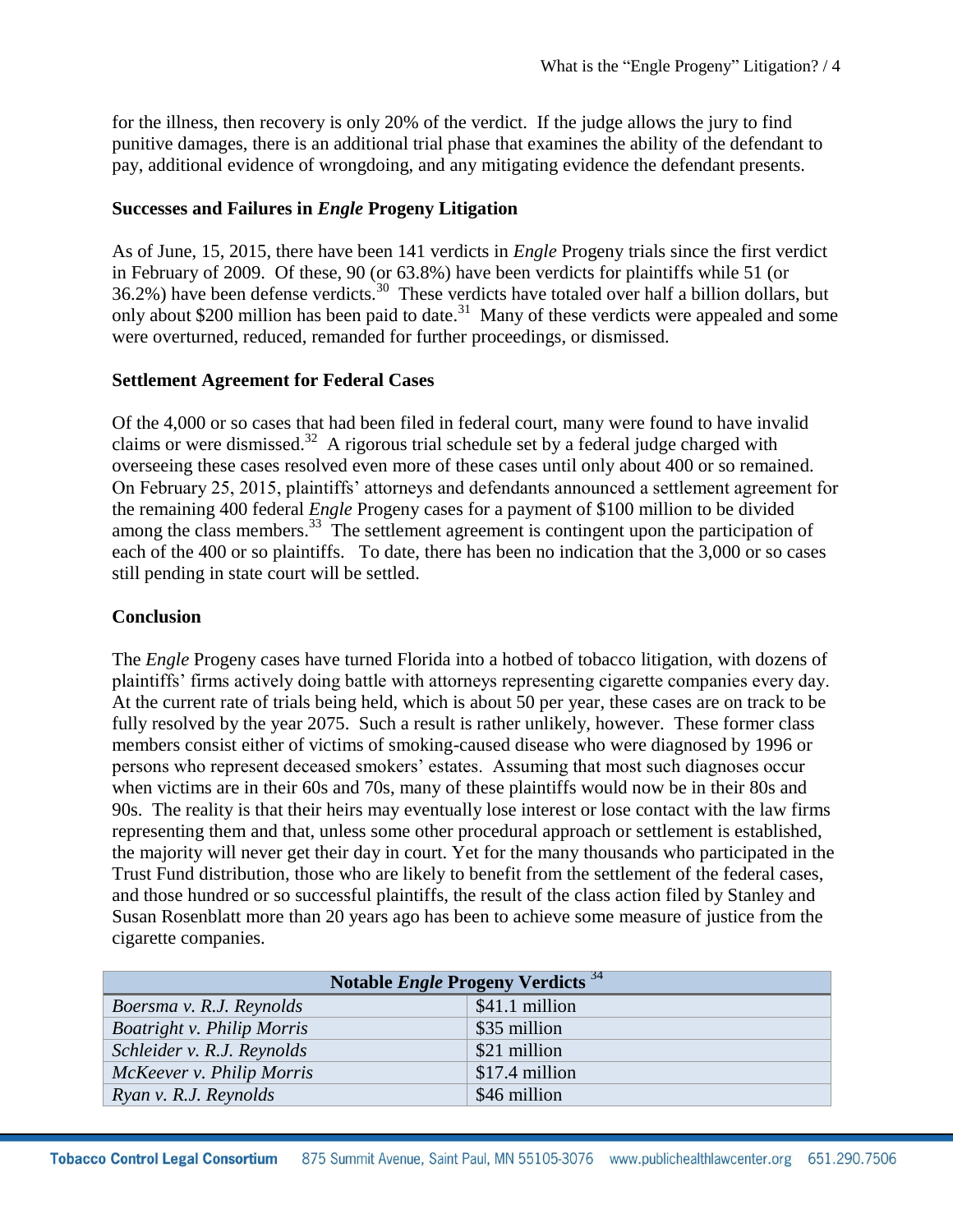for the illness, then recovery is only 20% of the verdict. If the judge allows the jury to find punitive damages, there is an additional trial phase that examines the ability of the defendant to pay, additional evidence of wrongdoing, and any mitigating evidence the defendant presents.

### Successes and Failures in *Engle* Progeny Litigation

As of June, 15, 2015, there have been 141 verdicts in *Engle* Progeny trials since the first verdict in February of 2009. Of these, 90 (or 63.8%) have been verdicts for plaintiffs while 51 (or 36.2%) have been defense verdicts.[30] These verdicts have totaled over half a billion dollars, but only about $200 million has been paid to date.[31] Many of these verdicts were appealed and some were overturned, reduced, remanded for further proceedings, or dismissed.

### Settlement Agreement for Federal Cases

Of the 4,000 or so cases that had been filed in federal court, many were found to have invalid claims or were dismissed.[32] A rigorous trial schedule set by a federal judge charged with overseeing these cases resolved even more of these cases until only about 400 or so remained. On February 25, 2015, plaintiffs' attorneys and defendants announced a settlement agreement for the remaining 400 federal *Engle* Progeny cases for a payment of $100 million to be divided among the class members.[33] The settlement agreement is contingent upon the participation of each of the 400 or so plaintiffs. To date, there has been no indication that the 3,000 or so cases still pending in state court will be settled.

### Conclusion

The *Engle* Progeny cases have turned Florida into a hotbed of tobacco litigation, with dozens of plaintiffs' firms actively doing battle with attorneys representing cigarette companies every day. At the current rate of trials being held, which is about 50 per year, these cases are on track to be fully resolved by the year 2075. Such a result is rather unlikely, however. These former class members consist either of victims of smoking-caused disease who were diagnosed by 1996 or persons who represent deceased smokers' estates. Assuming that most such diagnoses occur when victims are in their 60s and 70s, many of these plaintiffs would now be in their 80s and 90s. The reality is that their heirs may eventually lose interest or lose contact with the law firms representing them and that, unless some other procedural approach or settlement is established, the majority will never get their day in court. Yet for the many thousands who participated in the Trust Fund distribution, those who are likely to benefit from the settlement of the federal cases, and those hundred or so successful plaintiffs, the result of the class action filed by Stanley and Susan Rosenblatt more than 20 years ago has been to achieve some measure of justice from the cigarette companies.

| **Notable *Engle* Progeny Verdicts** [34] | |
|---|---|
| *Boersma v. R.J. Reynolds* | $41.1 million |
| *Boatright v. Philip Morris* | $35 million |
| *Schleider v. R.J. Reynolds* | $21 million |
| *McKeever v. Philip Morris* | $17.4 million |
| *Ryan v. R.J. Reynolds* | $46 million |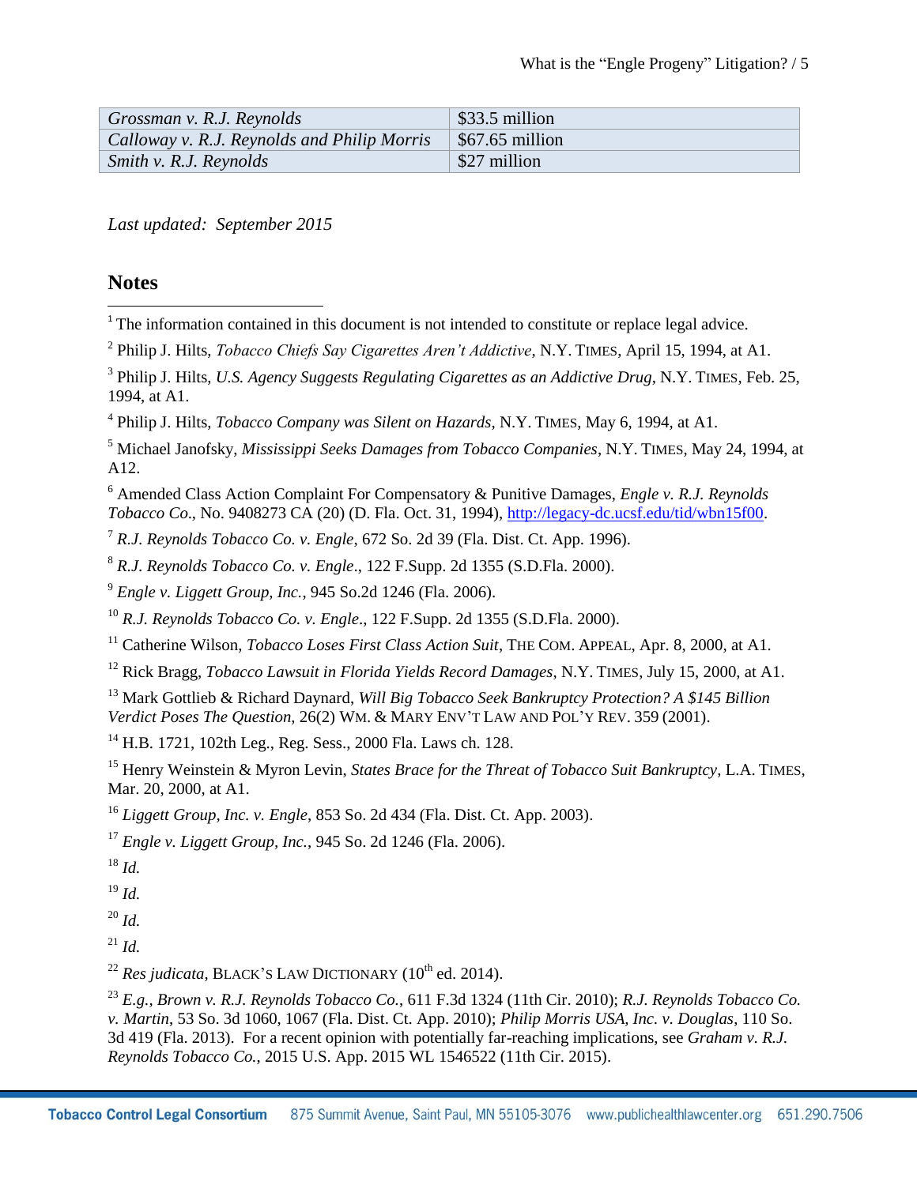| | |
|---|---|
| *Grossman v. R.J. Reynolds* | $33.5 million |
| *Calloway v. R.J. Reynolds and Philip Morris* | $67.65 million |
| *Smith v. R.J. Reynolds* | $27 million |

*Last updated: September 2015*

## Notes

[1] The information contained in this document is not intended to constitute or replace legal advice.

[2] Philip J. Hilts, *Tobacco Chiefs Say Cigarettes Aren't Addictive*, N.Y. TIMES, April 15, 1994, at A1.

[3] Philip J. Hilts, *U.S. Agency Suggests Regulating Cigarettes as an Addictive Drug*, N.Y. TIMES, Feb. 25, 1994, at A1.

[4] Philip J. Hilts, *Tobacco Company was Silent on Hazards*, N.Y. TIMES, May 6, 1994, at A1.

[5] Michael Janofsky, *Mississippi Seeks Damages from Tobacco Companies*, N.Y. TIMES, May 24, 1994, at A12.

[6] Amended Class Action Complaint For Compensatory & Punitive Damages, *Engle v. R.J. Reynolds Tobacco Co*., No. 9408273 CA (20) (D. Fla. Oct. 31, 1994), http://legacy-dc.ucsf.edu/tid/wbn15f00.

[7] *R.J. Reynolds Tobacco Co. v. Engle*, 672 So. 2d 39 (Fla. Dist. Ct. App. 1996).

[8] *R.J. Reynolds Tobacco Co. v. Engle*., 122 F.Supp. 2d 1355 (S.D.Fla. 2000).

[9] *Engle v. Liggett Group, Inc.*, 945 So.2d 1246 (Fla. 2006).

[10] *R.J. Reynolds Tobacco Co. v. Engle*., 122 F.Supp. 2d 1355 (S.D.Fla. 2000).

[11] Catherine Wilson, *Tobacco Loses First Class Action Suit*, THE COM. APPEAL, Apr. 8, 2000, at A1.

[12] Rick Bragg, *Tobacco Lawsuit in Florida Yields Record Damages*, N.Y. TIMES, July 15, 2000, at A1.

[13] Mark Gottlieb & Richard Daynard, *Will Big Tobacco Seek Bankruptcy Protection? A $145 Billion Verdict Poses The Question*, 26(2) WM. & MARY ENV'T LAW AND POL'Y REV. 359 (2001).

[14] H.B. 1721, 102th Leg., Reg. Sess., 2000 Fla. Laws ch. 128.

[15] Henry Weinstein & Myron Levin, *States Brace for the Threat of Tobacco Suit Bankruptcy*, L.A. TIMES, Mar. 20, 2000, at A1.

[16] *Liggett Group, Inc. v. Engle*, 853 So. 2d 434 (Fla. Dist. Ct. App. 2003).

[17] *Engle v. Liggett Group, Inc.*, 945 So. 2d 1246 (Fla. 2006).

[18] *Id.*

[19] *Id.*

[20] *Id.*

[21] *Id.*

[22] *Res judicata*, BLACK'S LAW DICTIONARY (10th ed. 2014).

[23] *E.g.*, *Brown v. R.J. Reynolds Tobacco Co.*, 611 F.3d 1324 (11th Cir. 2010); *R.J. Reynolds Tobacco Co. v. Martin*, 53 So. 3d 1060, 1067 (Fla. Dist. Ct. App. 2010); *Philip Morris USA, Inc. v. Douglas*, 110 So. 3d 419 (Fla. 2013). For a recent opinion with potentially far-reaching implications, see *Graham v. R.J. Reynolds Tobacco Co.*, 2015 U.S. App. 2015 WL 1546522 (11th Cir. 2015).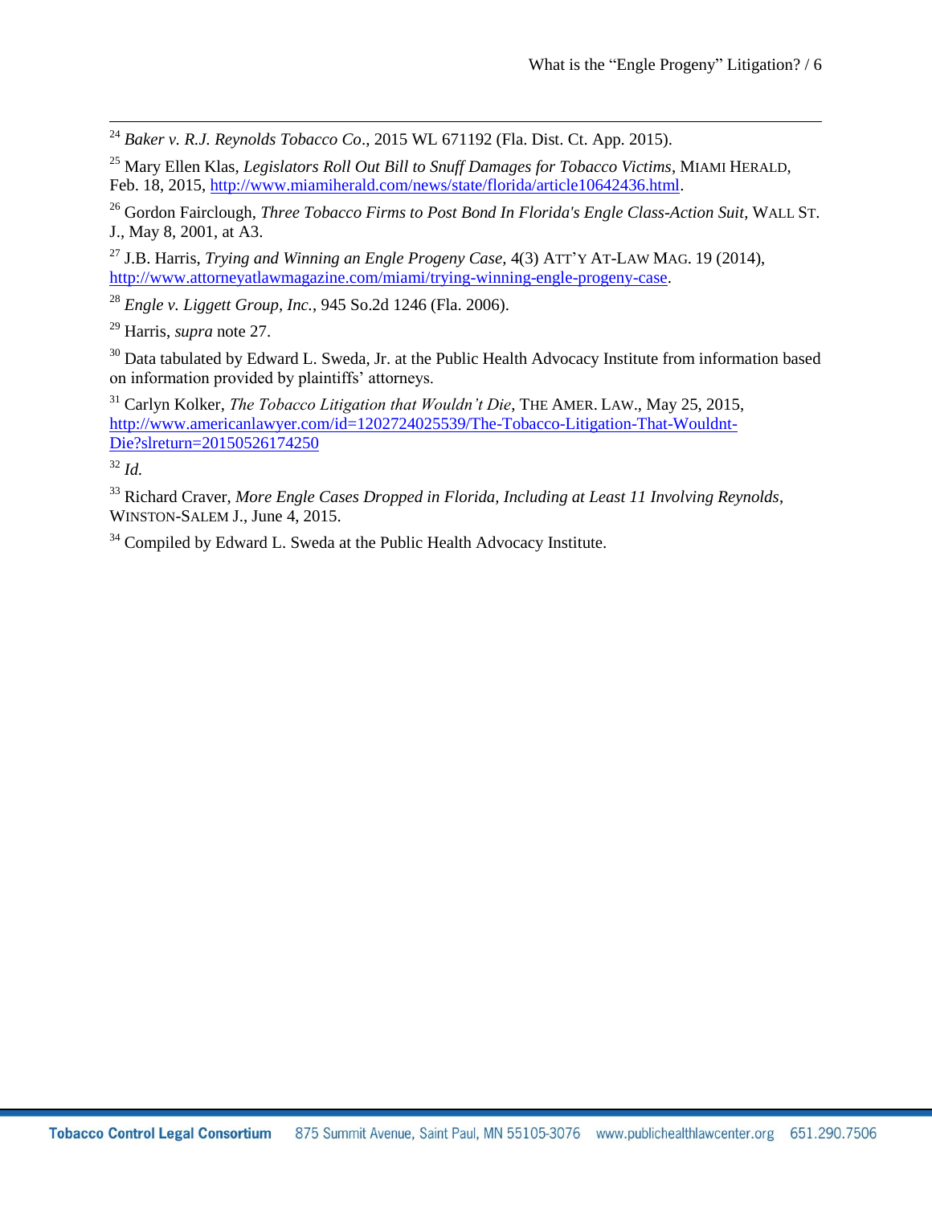[24] *Baker v. R.J. Reynolds Tobacco Co*., 2015 WL 671192 (Fla. Dist. Ct. App. 2015).

[25] Mary Ellen Klas, *Legislators Roll Out Bill to Snuff Damages for Tobacco Victims*, MIAMI HERALD, Feb. 18, 2015, http://www.miamiherald.com/news/state/florida/article10642436.html.

[26] Gordon Fairclough, *Three Tobacco Firms to Post Bond In Florida's Engle Class-Action Suit*, WALL ST. J., May 8, 2001, at A3.

[27] J.B. Harris, *Trying and Winning an Engle Progeny Case,* 4(3) ATT'Y AT-LAW MAG. 19 (2014), http://www.attorneyatlawmagazine.com/miami/trying-winning-engle-progeny-case.

[28] *Engle v. Liggett Group, Inc.*, 945 So.2d 1246 (Fla. 2006).

[29] Harris, *supra* note 27.

[30] Data tabulated by Edward L. Sweda, Jr. at the Public Health Advocacy Institute from information based on information provided by plaintiffs' attorneys.

[31] Carlyn Kolker, *The Tobacco Litigation that Wouldn't Die*, THE AMER. LAW., May 25, 2015, http://www.americanlawyer.com/id=1202724025539/The-Tobacco-Litigation-That-Wouldnt-Die?slreturn=20150526174250

[32] *Id.*

[33] Richard Craver, *More Engle Cases Dropped in Florida, Including at Least 11 Involving Reynolds*, WINSTON-SALEM J., June 4, 2015.

[34] Compiled by Edward L. Sweda at the Public Health Advocacy Institute.